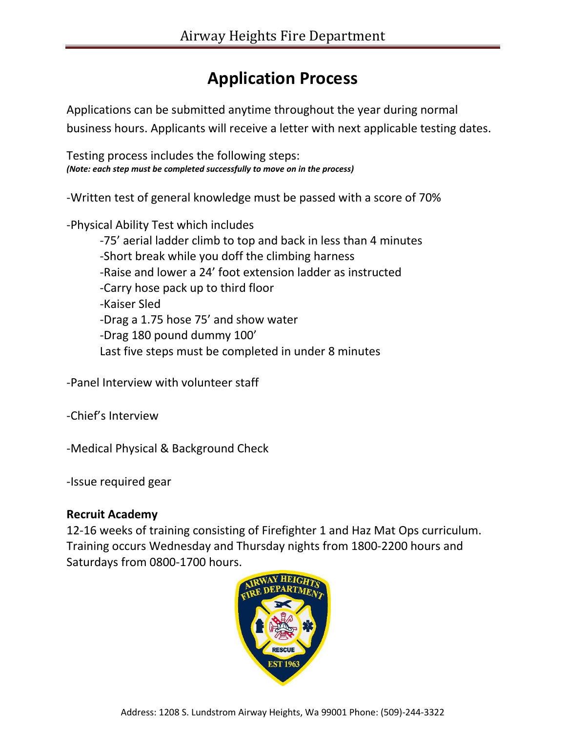# Application Process

Applications can be submitted anytime throughout the year during normal business hours. Applicants will receive a letter with next applicable testing dates.

Testing process includes the following steps:
***(Note: each step must be completed successfully to move on in the process)***

-Written test of general knowledge must be passed with a score of 70%

-Physical Ability Test which includes

- -75' aerial ladder climb to top and back in less than 4 minutes
- -Short break while you doff the climbing harness
- -Raise and lower a 24' foot extension ladder as instructed
- -Carry hose pack up to third floor
- -Kaiser Sled
- -Drag a 1.75 hose 75' and show water
- -Drag 180 pound dummy 100'

Last five steps must be completed in under 8 minutes

-Panel Interview with volunteer staff

-Chief's Interview

-Medical Physical & Background Check

-Issue required gear

**Recruit Academy**

12-16 weeks of training consisting of Firefighter 1 and Haz Mat Ops curriculum. Training occurs Wednesday and Thursday nights from 1800-2200 hours and Saturdays from 0800-1700 hours.

Address: 1208 S. Lundstrom Airway Heights, Wa 99001 Phone: (509)-244-3322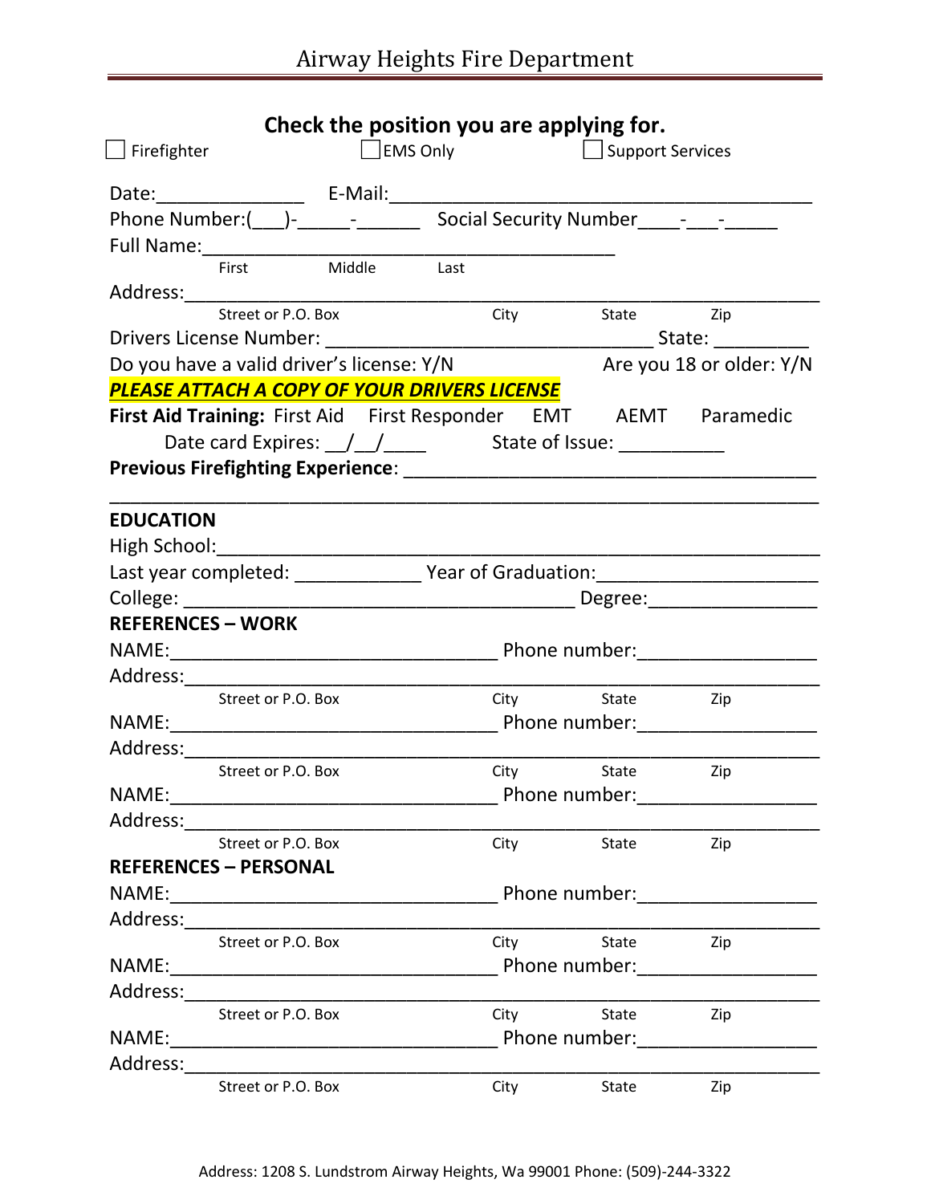Airway Heights Fire Department

## Check the position you are applying for.

☐ Firefighter ☐ EMS Only ☐ Support Services

Date:______________ E-Mail:________________________________________

Phone Number:(___)-_____-______ Social Security Number____-___-_____

Full Name:________________________________________
First Middle Last

Address:______________________________________________________________
Street or P.O. Box City State Zip

Drivers License Number: ________________________________ State: _________

Do you have a valid driver's license: Y/N Are you 18 or older: Y/N

***PLEASE ATTACH A COPY OF YOUR DRIVERS LICENSE***

**First Aid Training:** First Aid First Responder EMT AEMT Paramedic

Date card Expires: __/__/____ State of Issue: __________

**Previous Firefighting Experience**: ______________________________________

______________________________________________________________________

**EDUCATION**

High School:___________________________________________________________

Last year completed: ____________ Year of Graduation:_____________________

College: ______________________________________ Degree:________________

**REFERENCES – WORK**

NAME:________________________________ Phone number:_________________

Address:______________________________________________________________
Street or P.O. Box City State Zip

NAME:________________________________ Phone number:_________________

Address:______________________________________________________________
Street or P.O. Box City State Zip

NAME:________________________________ Phone number:_________________

Address:______________________________________________________________
Street or P.O. Box City State Zip

**REFERENCES – PERSONAL**

NAME:________________________________ Phone number:_________________

Address:______________________________________________________________
Street or P.O. Box City State Zip

NAME:________________________________ Phone number:_________________

Address:______________________________________________________________
Street or P.O. Box City State Zip

NAME:________________________________ Phone number:_________________

Address:______________________________________________________________
Street or P.O. Box City State Zip

Address: 1208 S. Lundstrom Airway Heights, Wa 99001 Phone: (509)-244-3322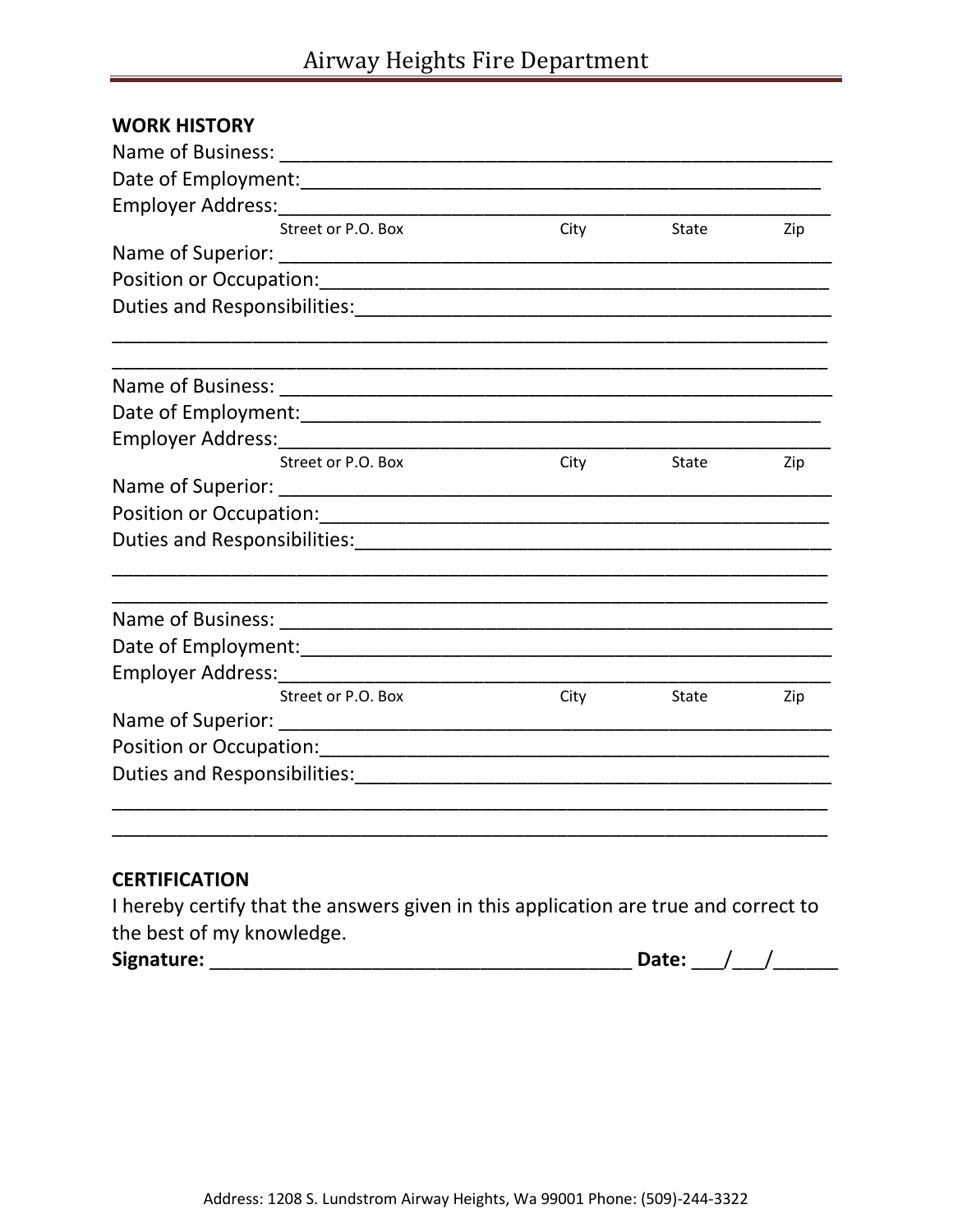## WORK HISTORY

Name of Business: ____________________________________________________

Date of Employment:__________________________________________________

Employer Address:____________________________________________________

Street or P.O. Box City State Zip

Name of Superior: ____________________________________________________

Position or Occupation:_________________________________________________

Duties and Responsibilities:_____________________________________________

_________________________________________________________________

_________________________________________________________________

Name of Business: ____________________________________________________

Date of Employment:__________________________________________________

Employer Address:____________________________________________________

Street or P.O. Box City State Zip

Name of Superior: ____________________________________________________

Position or Occupation:_________________________________________________

Duties and Responsibilities:_____________________________________________

_________________________________________________________________

_________________________________________________________________

Name of Business: ____________________________________________________

Date of Employment:___________________________________________________

Employer Address:____________________________________________________

Street or P.O. Box City State Zip

Name of Superior: ____________________________________________________

Position or Occupation:_________________________________________________

Duties and Responsibilities:_____________________________________________

_________________________________________________________________

_________________________________________________________________

## CERTIFICATION

I hereby certify that the answers given in this application are true and correct to the best of my knowledge.

**Signature:** ________________________________________ **Date:** ___/___/______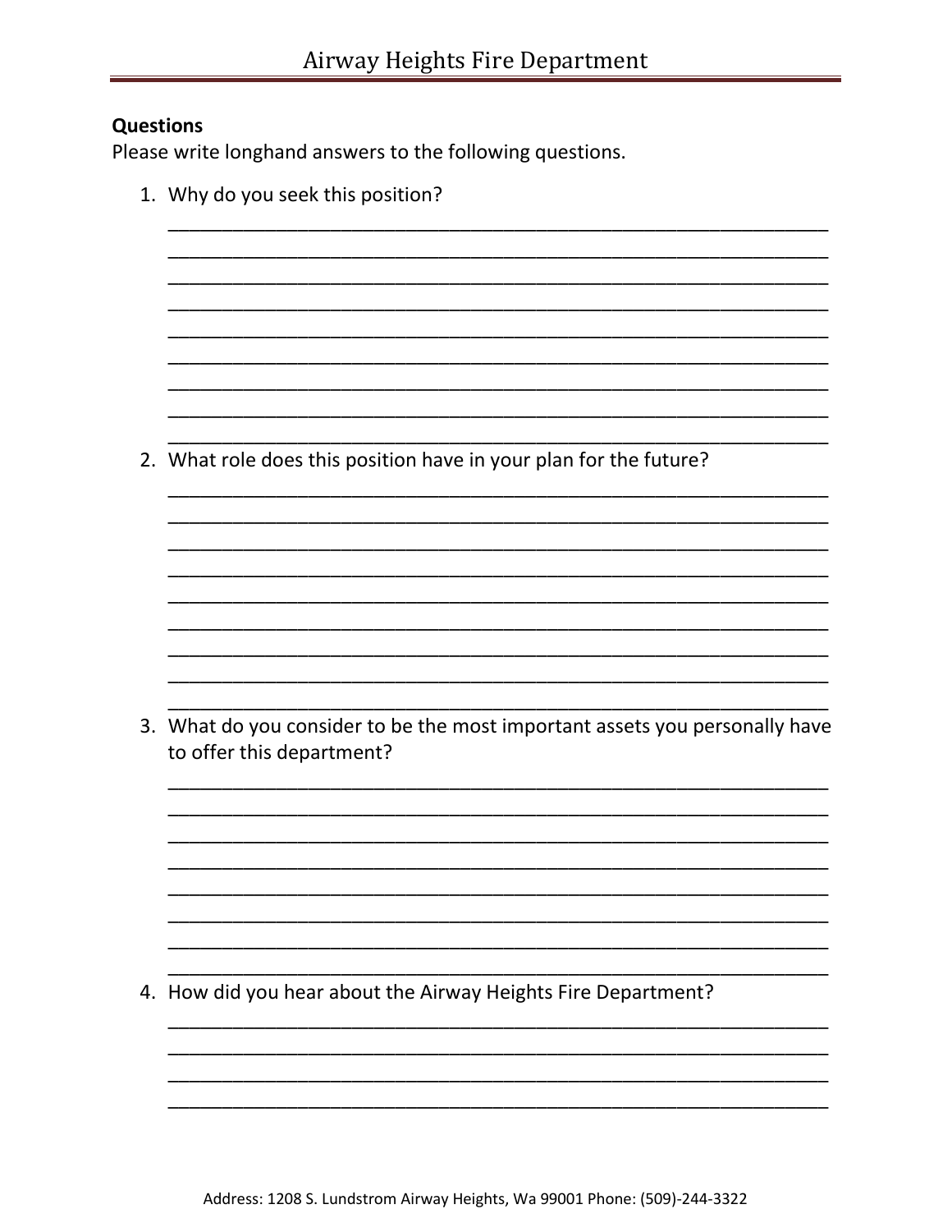**Questions**

Please write longhand answers to the following questions.

1. Why do you seek this position?

2. What role does this position have in your plan for the future?

3. What do you consider to be the most important assets you personally have to offer this department?

4. How did you hear about the Airway Heights Fire Department?